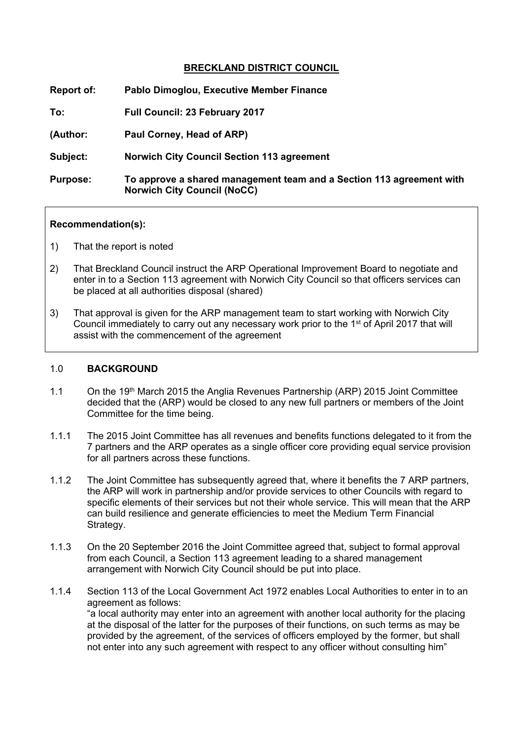# BRECKLAND DISTRICT COUNCIL

**Report of:** **Pablo Dimoglou, Executive Member Finance**

**To:** **Full Council: 23 February 2017**

**(Author:** **Paul Corney, Head of ARP)**

**Subject:** **Norwich City Council Section 113 agreement**

**Purpose:** **To approve a shared management team and a Section 113 agreement with Norwich City Council (NoCC)**

**Recommendation(s):**

1) That the report is noted
2) That Breckland Council instruct the ARP Operational Improvement Board to negotiate and enter in to a Section 113 agreement with Norwich City Council so that officers services can be placed at all authorities disposal (shared)
3) That approval is given for the ARP management team to start working with Norwich City Council immediately to carry out any necessary work prior to the 1st of April 2017 that will assist with the commencement of the agreement

## 1.0 BACKGROUND

1.1 On the 19th March 2015 the Anglia Revenues Partnership (ARP) 2015 Joint Committee decided that the (ARP) would be closed to any new full partners or members of the Joint Committee for the time being.

1.1.1 The 2015 Joint Committee has all revenues and benefits functions delegated to it from the 7 partners and the ARP operates as a single officer core providing equal service provision for all partners across these functions.

1.1.2 The Joint Committee has subsequently agreed that, where it benefits the 7 ARP partners, the ARP will work in partnership and/or provide services to other Councils with regard to specific elements of their services but not their whole service. This will mean that the ARP can build resilience and generate efficiencies to meet the Medium Term Financial Strategy.

1.1.3 On the 20 September 2016 the Joint Committee agreed that, subject to formal approval from each Council, a Section 113 agreement leading to a shared management arrangement with Norwich City Council should be put into place.

1.1.4 Section 113 of the Local Government Act 1972 enables Local Authorities to enter in to an agreement as follows:
"a local authority may enter into an agreement with another local authority for the placing at the disposal of the latter for the purposes of their functions, on such terms as may be provided by the agreement, of the services of officers employed by the former, but shall not enter into any such agreement with respect to any officer without consulting him"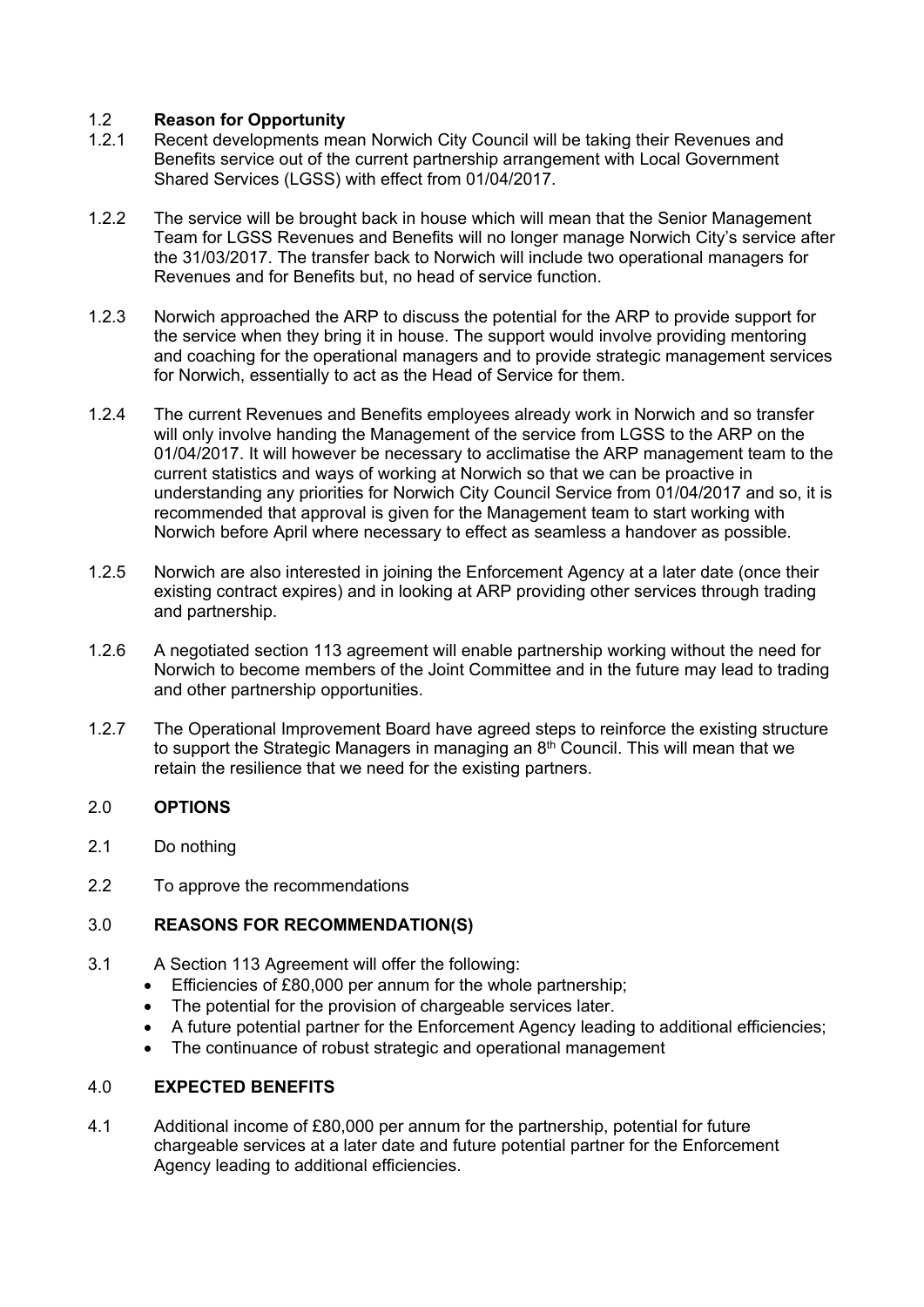## 1.2 Reason for Opportunity

1.2.1 Recent developments mean Norwich City Council will be taking their Revenues and Benefits service out of the current partnership arrangement with Local Government Shared Services (LGSS) with effect from 01/04/2017.

1.2.2 The service will be brought back in house which will mean that the Senior Management Team for LGSS Revenues and Benefits will no longer manage Norwich City's service after the 31/03/2017. The transfer back to Norwich will include two operational managers for Revenues and for Benefits but, no head of service function.

1.2.3 Norwich approached the ARP to discuss the potential for the ARP to provide support for the service when they bring it in house. The support would involve providing mentoring and coaching for the operational managers and to provide strategic management services for Norwich, essentially to act as the Head of Service for them.

1.2.4 The current Revenues and Benefits employees already work in Norwich and so transfer will only involve handing the Management of the service from LGSS to the ARP on the 01/04/2017. It will however be necessary to acclimatise the ARP management team to the current statistics and ways of working at Norwich so that we can be proactive in understanding any priorities for Norwich City Council Service from 01/04/2017 and so, it is recommended that approval is given for the Management team to start working with Norwich before April where necessary to effect as seamless a handover as possible.

1.2.5 Norwich are also interested in joining the Enforcement Agency at a later date (once their existing contract expires) and in looking at ARP providing other services through trading and partnership.

1.2.6 A negotiated section 113 agreement will enable partnership working without the need for Norwich to become members of the Joint Committee and in the future may lead to trading and other partnership opportunities.

1.2.7 The Operational Improvement Board have agreed steps to reinforce the existing structure to support the Strategic Managers in managing an 8th Council. This will mean that we retain the resilience that we need for the existing partners.

## 2.0 OPTIONS

2.1 Do nothing

2.2 To approve the recommendations

## 3.0 REASONS FOR RECOMMENDATION(S)

3.1 A Section 113 Agreement will offer the following:

- Efficiencies of £80,000 per annum for the whole partnership;
- The potential for the provision of chargeable services later.
- A future potential partner for the Enforcement Agency leading to additional efficiencies;
- The continuance of robust strategic and operational management

## 4.0 EXPECTED BENEFITS

4.1 Additional income of £80,000 per annum for the partnership, potential for future chargeable services at a later date and future potential partner for the Enforcement Agency leading to additional efficiencies.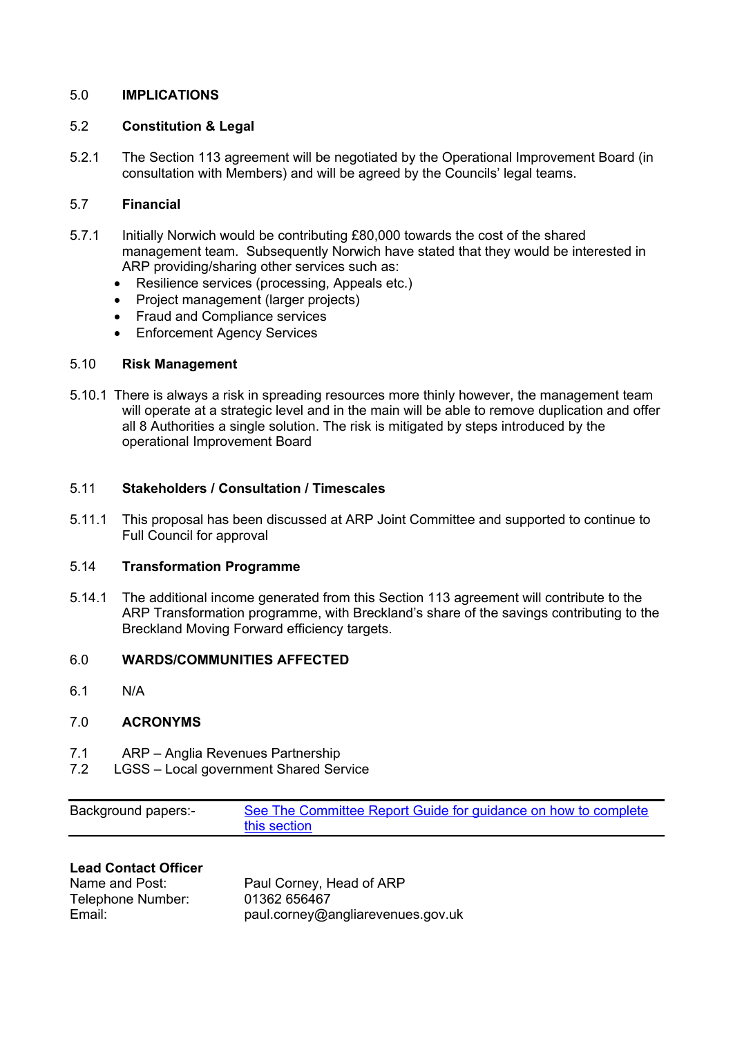## 5.0 IMPLICATIONS

### 5.2 Constitution & Legal

5.2.1 The Section 113 agreement will be negotiated by the Operational Improvement Board (in consultation with Members) and will be agreed by the Councils' legal teams.

### 5.7 Financial

5.7.1 Initially Norwich would be contributing £80,000 towards the cost of the shared management team. Subsequently Norwich have stated that they would be interested in ARP providing/sharing other services such as:

- Resilience services (processing, Appeals etc.)
- Project management (larger projects)
- Fraud and Compliance services
- Enforcement Agency Services

### 5.10 Risk Management

5.10.1 There is always a risk in spreading resources more thinly however, the management team will operate at a strategic level and in the main will be able to remove duplication and offer all 8 Authorities a single solution. The risk is mitigated by steps introduced by the operational Improvement Board

### 5.11 Stakeholders / Consultation / Timescales

5.11.1 This proposal has been discussed at ARP Joint Committee and supported to continue to Full Council for approval

### 5.14 Transformation Programme

5.14.1 The additional income generated from this Section 113 agreement will contribute to the ARP Transformation programme, with Breckland's share of the savings contributing to the Breckland Moving Forward efficiency targets.

## 6.0 WARDS/COMMUNITIES AFFECTED

6.1 N/A

## 7.0 ACRONYMS

7.1 ARP – Anglia Revenues Partnership
7.2 LGSS – Local government Shared Service

| Background papers:- | See The Committee Report Guide for guidance on how to complete this section |
|---|---|

**Lead Contact Officer**

| | |
|---|---|
| Name and Post: | Paul Corney, Head of ARP |
| Telephone Number: | 01362 656467 |
| Email: | paul.corney@angliarevenues.gov.uk |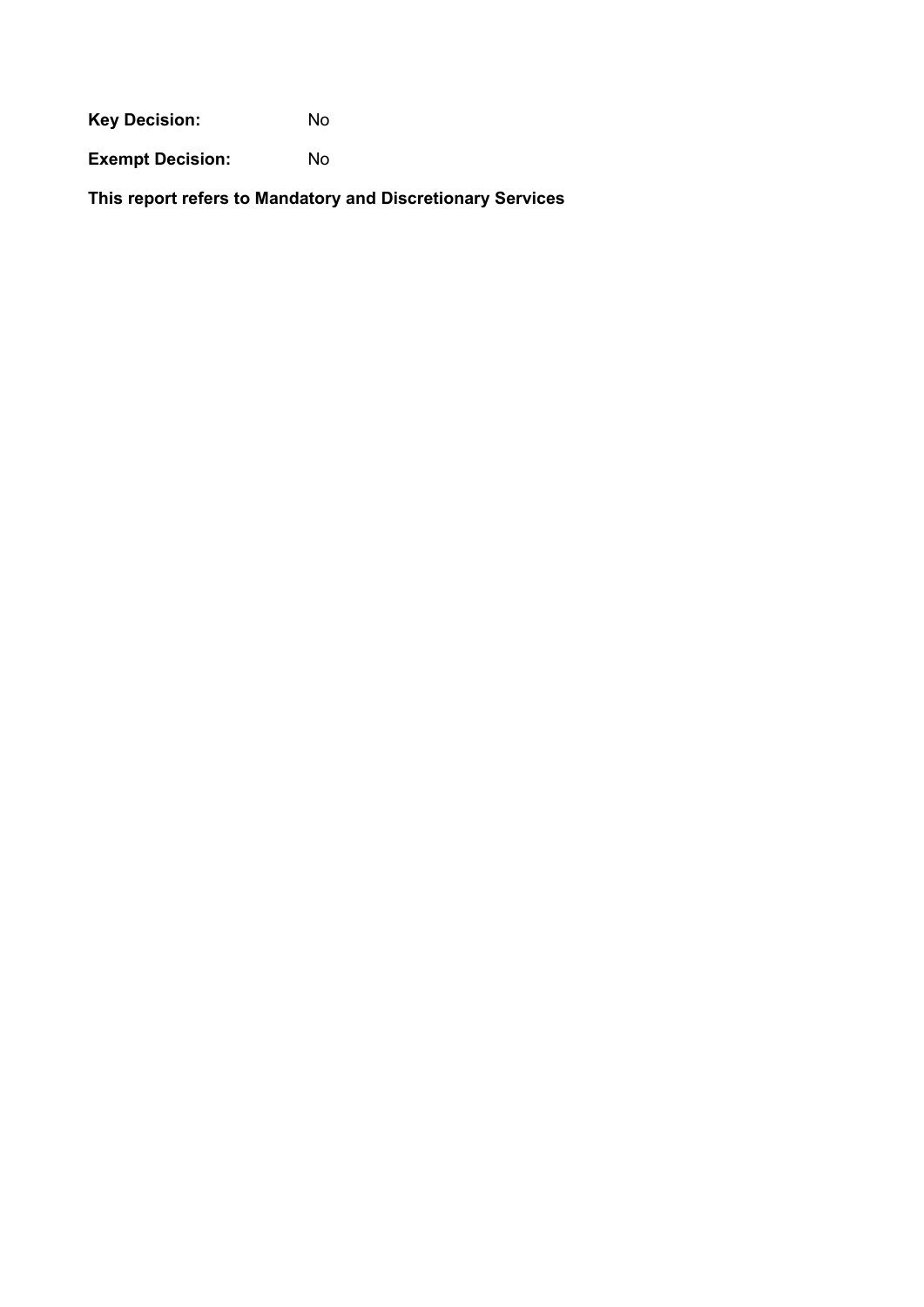**Key Decision:** No

**Exempt Decision:** No

**This report refers to Mandatory and Discretionary Services**